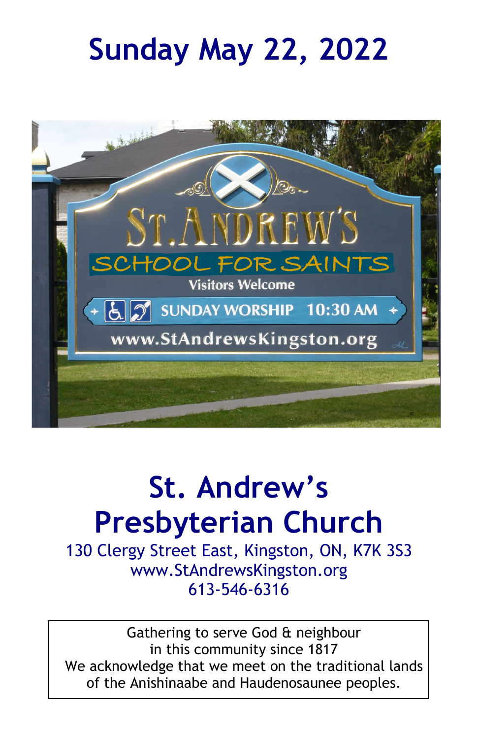# Sunday May 22, 2022

# St. Andrew's Presbyterian Church

130 Clergy Street East, Kingston, ON, K7K 3S3
www.StAndrewsKingston.org
613-546-6316

Gathering to serve God & neighbour
in this community since 1817
We acknowledge that we meet on the traditional lands of the Anishinaabe and Haudenosaunee peoples.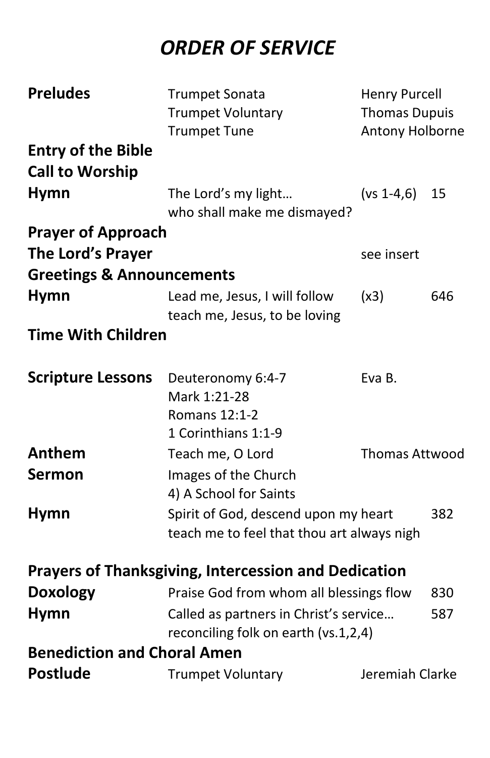# *ORDER OF SERVICE*

| | | | |
|---|---|---|---|
| **Preludes** | Trumpet Sonata<br>Trumpet Voluntary<br>Trumpet Tune | Henry Purcell<br>Thomas Dupuis<br>Antony Holborne | |
| **Entry of the Bible** | | | |
| **Call to Worship** | | | |
| **Hymn** | The Lord's my light…<br>who shall make me dismayed? | (vs 1-4,6) | 15 |
| **Prayer of Approach** | | | |
| **The Lord's Prayer** | | see insert | |
| **Greetings & Announcements** | | | |
| **Hymn** | Lead me, Jesus, I will follow<br>teach me, Jesus, to be loving | (x3) | 646 |
| **Time With Children** | | | |
| **Scripture Lessons** | Deuteronomy 6:4-7<br>Mark 1:21-28<br>Romans 12:1-2<br>1 Corinthians 1:1-9 | Eva B. | |
| **Anthem** | Teach me, O Lord | Thomas Attwood | |
| **Sermon** | Images of the Church<br>4) A School for Saints | | |
| **Hymn** | Spirit of God, descend upon my heart<br>teach me to feel that thou art always nigh | | 382 |
| **Prayers of Thanksgiving, Intercession and Dedication** | | | |
| **Doxology** | Praise God from whom all blessings flow | | 830 |
| **Hymn** | Called as partners in Christ's service…<br>reconciling folk on earth (vs.1,2,4) | | 587 |
| **Benediction and Choral Amen** | | | |
| **Postlude** | Trumpet Voluntary | Jeremiah Clarke | |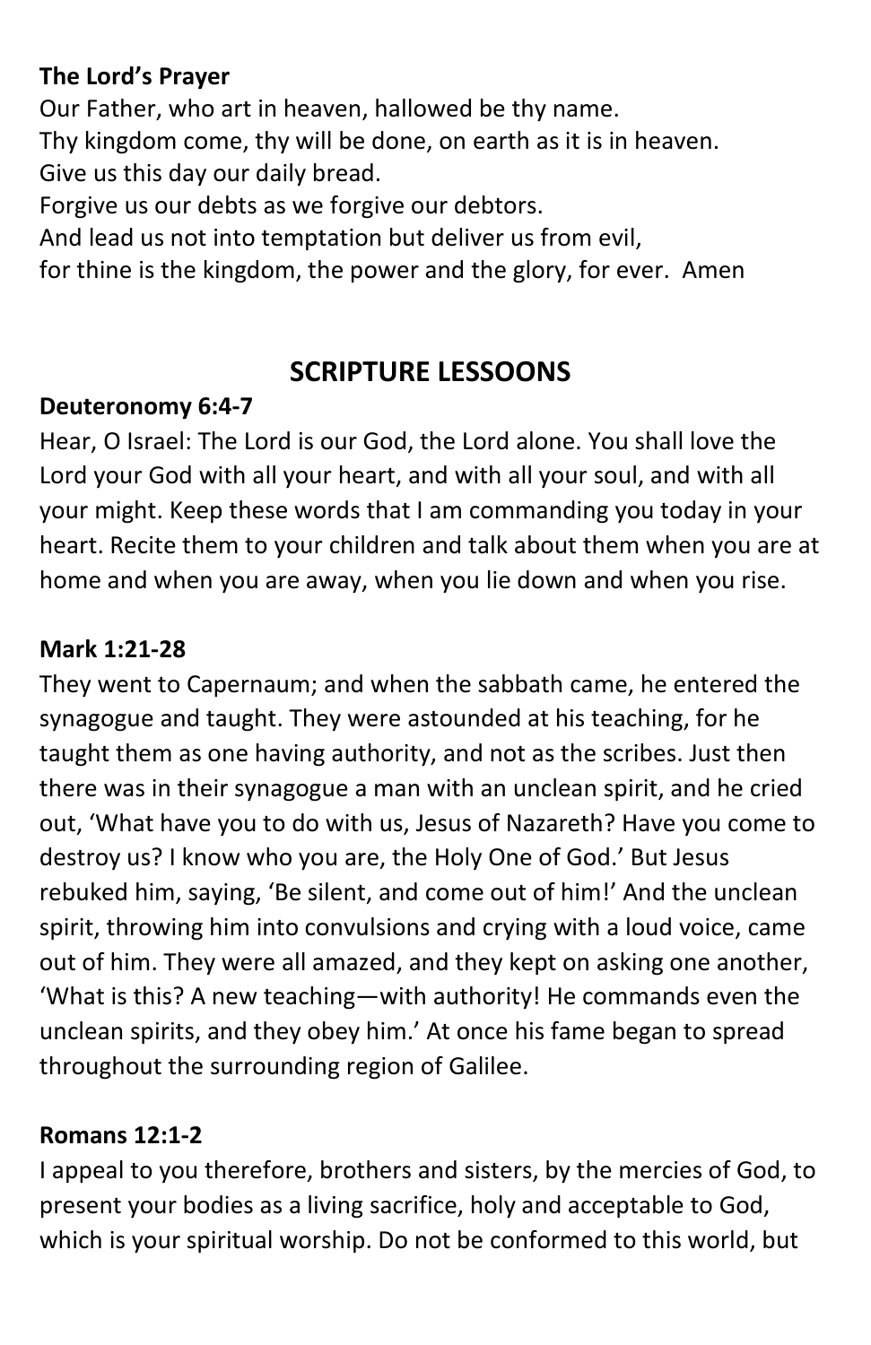**The Lord's Prayer**

Our Father, who art in heaven, hallowed be thy name.
Thy kingdom come, thy will be done, on earth as it is in heaven.
Give us this day our daily bread.
Forgive us our debts as we forgive our debtors.
And lead us not into temptation but deliver us from evil,
for thine is the kingdom, the power and the glory, for ever. Amen

## SCRIPTURE LESSOONS

**Deuteronomy 6:4-7**

Hear, O Israel: The Lord is our God, the Lord alone. You shall love the Lord your God with all your heart, and with all your soul, and with all your might. Keep these words that I am commanding you today in your heart. Recite them to your children and talk about them when you are at home and when you are away, when you lie down and when you rise.

**Mark 1:21-28**

They went to Capernaum; and when the sabbath came, he entered the synagogue and taught. They were astounded at his teaching, for he taught them as one having authority, and not as the scribes. Just then there was in their synagogue a man with an unclean spirit, and he cried out, 'What have you to do with us, Jesus of Nazareth? Have you come to destroy us? I know who you are, the Holy One of God.' But Jesus rebuked him, saying, 'Be silent, and come out of him!' And the unclean spirit, throwing him into convulsions and crying with a loud voice, came out of him. They were all amazed, and they kept on asking one another, 'What is this? A new teaching—with authority! He commands even the unclean spirits, and they obey him.' At once his fame began to spread throughout the surrounding region of Galilee.

**Romans 12:1-2**

I appeal to you therefore, brothers and sisters, by the mercies of God, to present your bodies as a living sacrifice, holy and acceptable to God, which is your spiritual worship. Do not be conformed to this world, but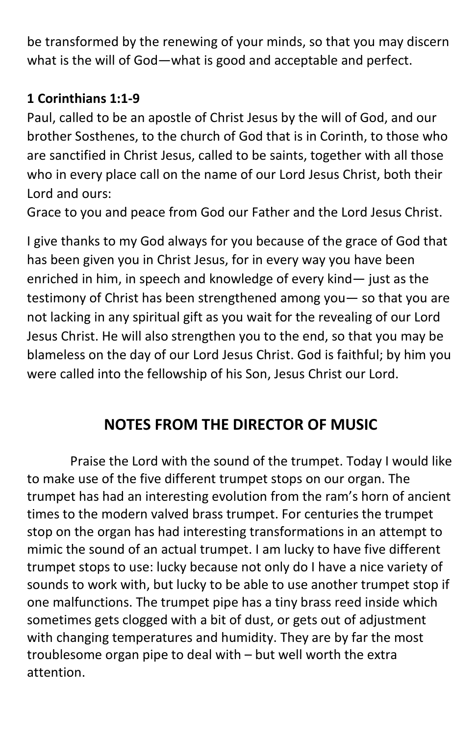be transformed by the renewing of your minds, so that you may discern what is the will of God—what is good and acceptable and perfect.

**1 Corinthians 1:1-9**

Paul, called to be an apostle of Christ Jesus by the will of God, and our brother Sosthenes, to the church of God that is in Corinth, to those who are sanctified in Christ Jesus, called to be saints, together with all those who in every place call on the name of our Lord Jesus Christ, both their Lord and ours:

Grace to you and peace from God our Father and the Lord Jesus Christ.

I give thanks to my God always for you because of the grace of God that has been given you in Christ Jesus, for in every way you have been enriched in him, in speech and knowledge of every kind— just as the testimony of Christ has been strengthened among you— so that you are not lacking in any spiritual gift as you wait for the revealing of our Lord Jesus Christ. He will also strengthen you to the end, so that you may be blameless on the day of our Lord Jesus Christ. God is faithful; by him you were called into the fellowship of his Son, Jesus Christ our Lord.

## NOTES FROM THE DIRECTOR OF MUSIC

Praise the Lord with the sound of the trumpet. Today I would like to make use of the five different trumpet stops on our organ. The trumpet has had an interesting evolution from the ram's horn of ancient times to the modern valved brass trumpet. For centuries the trumpet stop on the organ has had interesting transformations in an attempt to mimic the sound of an actual trumpet. I am lucky to have five different trumpet stops to use: lucky because not only do I have a nice variety of sounds to work with, but lucky to be able to use another trumpet stop if one malfunctions. The trumpet pipe has a tiny brass reed inside which sometimes gets clogged with a bit of dust, or gets out of adjustment with changing temperatures and humidity. They are by far the most troublesome organ pipe to deal with – but well worth the extra attention.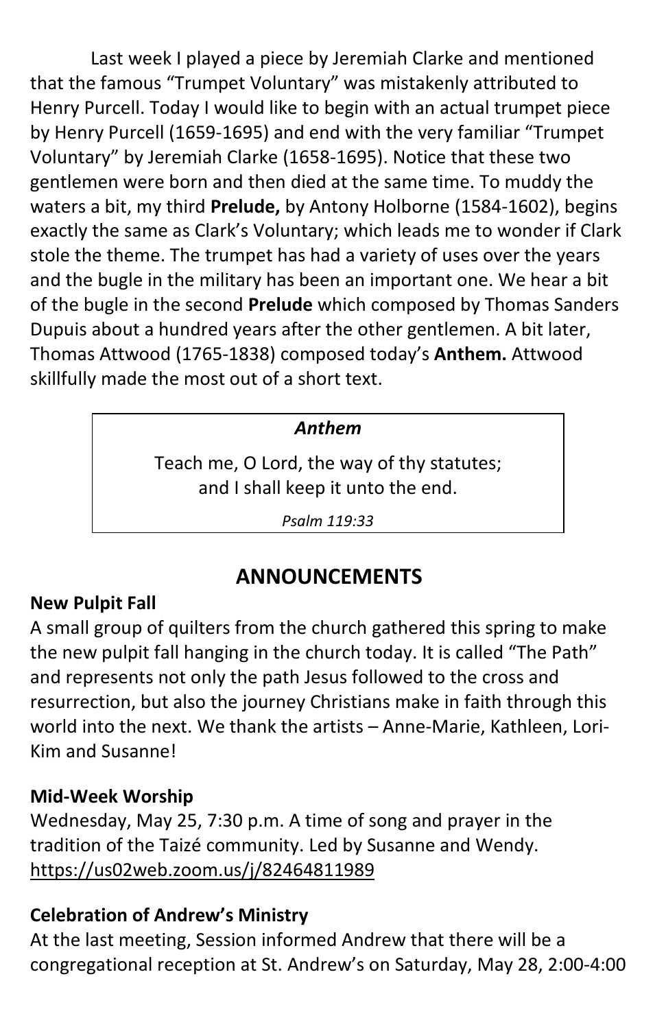Last week I played a piece by Jeremiah Clarke and mentioned that the famous "Trumpet Voluntary" was mistakenly attributed to Henry Purcell. Today I would like to begin with an actual trumpet piece by Henry Purcell (1659-1695) and end with the very familiar "Trumpet Voluntary" by Jeremiah Clarke (1658-1695). Notice that these two gentlemen were born and then died at the same time. To muddy the waters a bit, my third **Prelude,** by Antony Holborne (1584-1602), begins exactly the same as Clark's Voluntary; which leads me to wonder if Clark stole the theme. The trumpet has had a variety of uses over the years and the bugle in the military has been an important one. We hear a bit of the bugle in the second **Prelude** which composed by Thomas Sanders Dupuis about a hundred years after the other gentlemen. A bit later, Thomas Attwood (1765-1838) composed today's **Anthem.** Attwood skillfully made the most out of a short text.

***Anthem***

Teach me, O Lord, the way of thy statutes;
and I shall keep it unto the end.

*Psalm 119:33*

## ANNOUNCEMENTS

**New Pulpit Fall**

A small group of quilters from the church gathered this spring to make the new pulpit fall hanging in the church today. It is called "The Path" and represents not only the path Jesus followed to the cross and resurrection, but also the journey Christians make in faith through this world into the next. We thank the artists – Anne-Marie, Kathleen, Lori-Kim and Susanne!

**Mid-Week Worship**

Wednesday, May 25, 7:30 p.m. A time of song and prayer in the tradition of the Taizé community. Led by Susanne and Wendy. https://us02web.zoom.us/j/82464811989

**Celebration of Andrew's Ministry**

At the last meeting, Session informed Andrew that there will be a congregational reception at St. Andrew's on Saturday, May 28, 2:00-4:00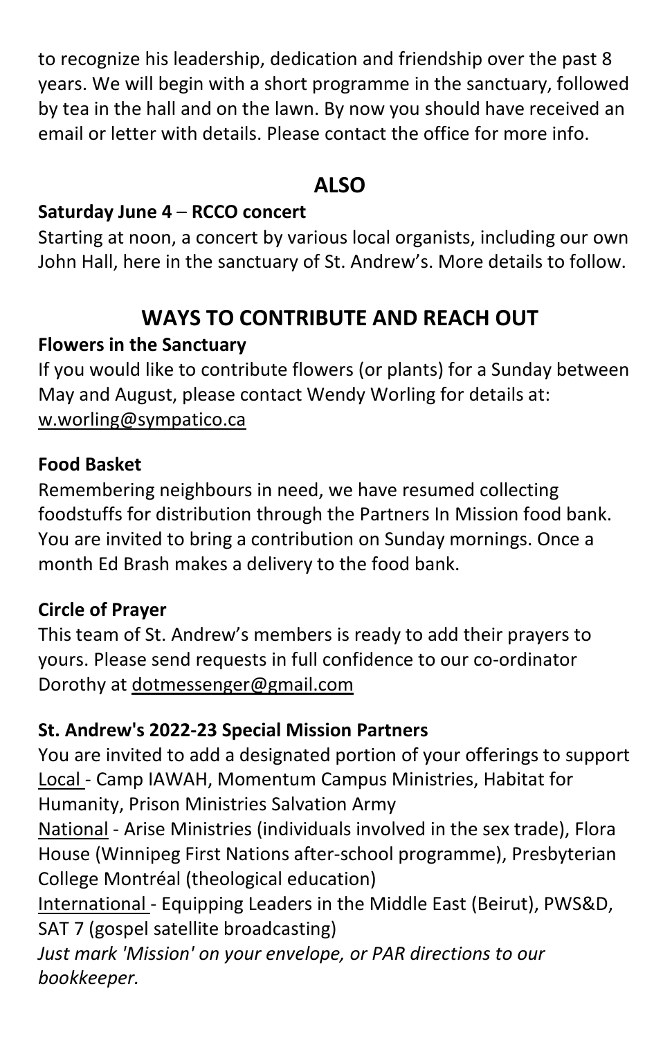to recognize his leadership, dedication and friendship over the past 8 years. We will begin with a short programme in the sanctuary, followed by tea in the hall and on the lawn. By now you should have received an email or letter with details. Please contact the office for more info.

## ALSO

**Saturday June 4** – **RCCO concert**
Starting at noon, a concert by various local organists, including our own John Hall, here in the sanctuary of St. Andrew's. More details to follow.

## WAYS TO CONTRIBUTE AND REACH OUT

**Flowers in the Sanctuary**
If you would like to contribute flowers (or plants) for a Sunday between May and August, please contact Wendy Worling for details at: w.worling@sympatico.ca

**Food Basket**
Remembering neighbours in need, we have resumed collecting foodstuffs for distribution through the Partners In Mission food bank. You are invited to bring a contribution on Sunday mornings. Once a month Ed Brash makes a delivery to the food bank.

**Circle of Prayer**
This team of St. Andrew's members is ready to add their prayers to yours. Please send requests in full confidence to our co-ordinator Dorothy at dotmessenger@gmail.com

**St. Andrew's 2022-23 Special Mission Partners**
You are invited to add a designated portion of your offerings to support
Local - Camp IAWAH, Momentum Campus Ministries, Habitat for Humanity, Prison Ministries Salvation Army
National - Arise Ministries (individuals involved in the sex trade), Flora House (Winnipeg First Nations after-school programme), Presbyterian College Montréal (theological education)
International - Equipping Leaders in the Middle East (Beirut), PWS&D, SAT 7 (gospel satellite broadcasting)
*Just mark 'Mission' on your envelope, or PAR directions to our bookkeeper.*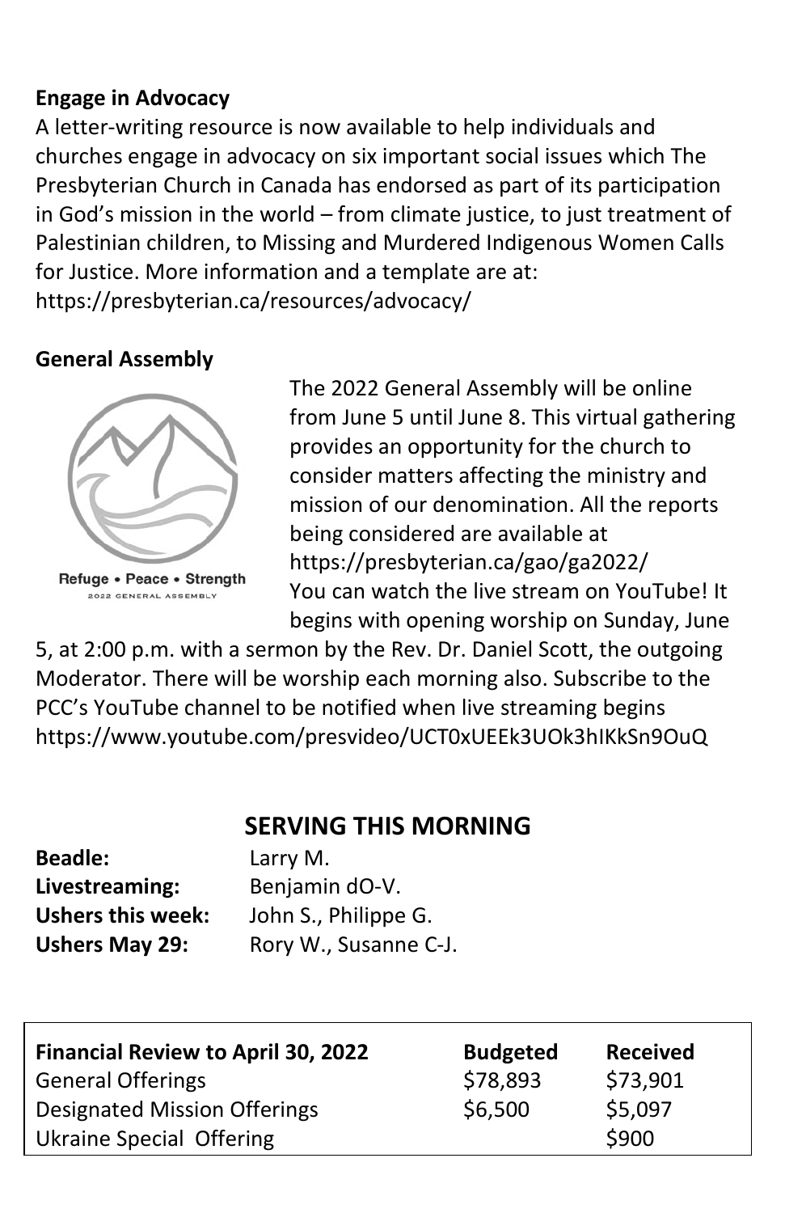**Engage in Advocacy**

A letter-writing resource is now available to help individuals and churches engage in advocacy on six important social issues which The Presbyterian Church in Canada has endorsed as part of its participation in God's mission in the world – from climate justice, to just treatment of Palestinian children, to Missing and Murdered Indigenous Women Calls for Justice. More information and a template are at: https://presbyterian.ca/resources/advocacy/

**General Assembly**

Refuge • Peace • Strength
2022 GENERAL ASSEMBLY

The 2022 General Assembly will be online from June 5 until June 8. This virtual gathering provides an opportunity for the church to consider matters affecting the ministry and mission of our denomination. All the reports being considered are available at https://presbyterian.ca/gao/ga2022/
You can watch the live stream on YouTube! It begins with opening worship on Sunday, June 5, at 2:00 p.m. with a sermon by the Rev. Dr. Daniel Scott, the outgoing Moderator. There will be worship each morning also. Subscribe to the PCC's YouTube channel to be notified when live streaming begins https://www.youtube.com/presvideo/UCT0xUEEk3UOk3hIKkSn9OuQ

## SERVING THIS MORNING

**Beadle:** Larry M.
**Livestreaming:** Benjamin dO-V.
**Ushers this week:** John S., Philippe G.
**Ushers May 29:** Rory W., Susanne C-J.

| Financial Review to April 30, 2022 | Budgeted | Received |
|---|---|---|
| General Offerings | $78,893 | $73,901 |
| Designated Mission Offerings | $6,500 | $5,097 |
| Ukraine Special Offering | | $900 |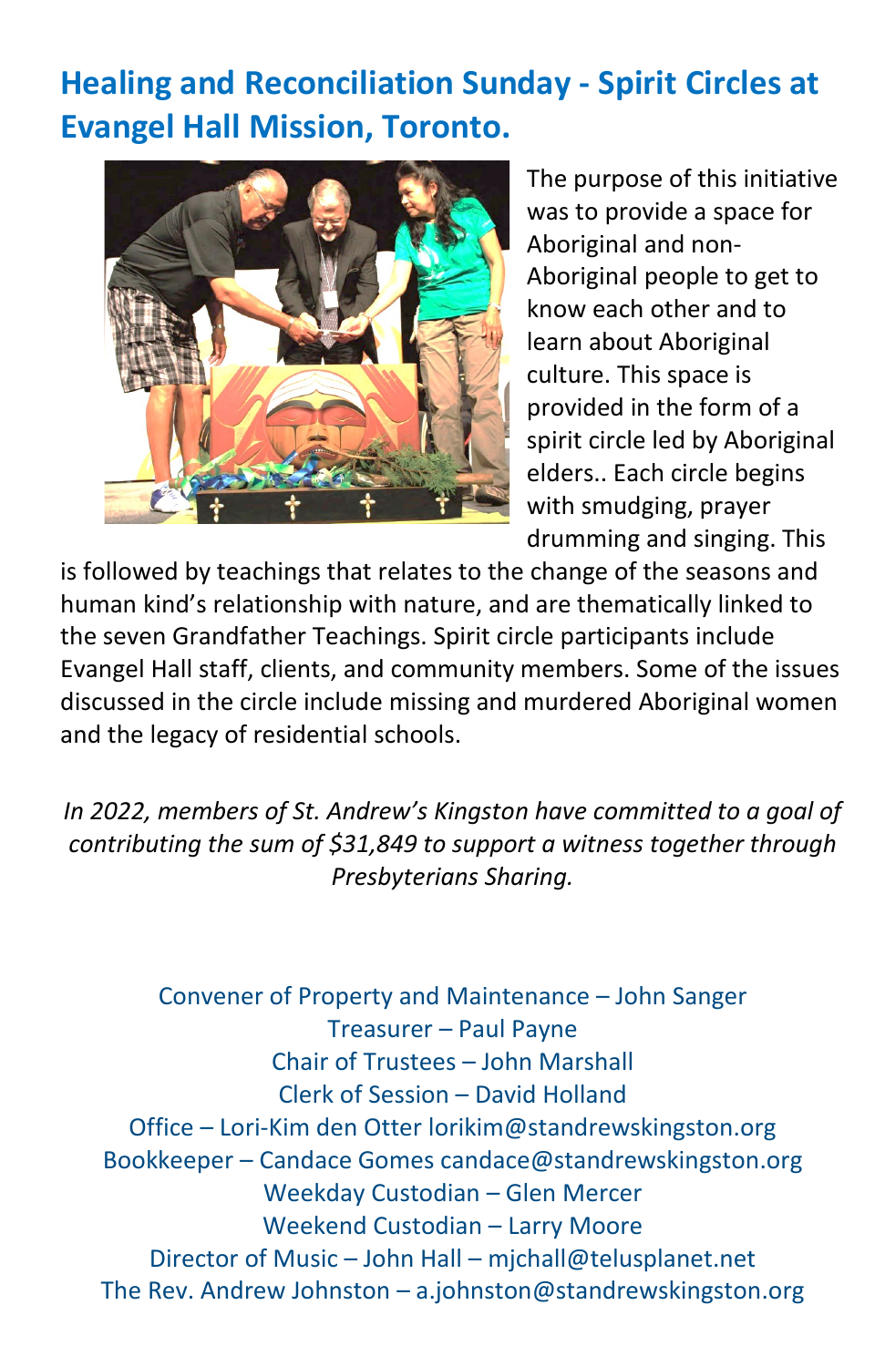## Healing and Reconciliation Sunday - Spirit Circles at Evangel Hall Mission, Toronto.

The purpose of this initiative was to provide a space for Aboriginal and non-Aboriginal people to get to know each other and to learn about Aboriginal culture. This space is provided in the form of a spirit circle led by Aboriginal elders.. Each circle begins with smudging, prayer drumming and singing. This is followed by teachings that relates to the change of the seasons and human kind's relationship with nature, and are thematically linked to the seven Grandfather Teachings. Spirit circle participants include Evangel Hall staff, clients, and community members. Some of the issues discussed in the circle include missing and murdered Aboriginal women and the legacy of residential schools.

*In 2022, members of St. Andrew's Kingston have committed to a goal of contributing the sum of $31,849 to support a witness together through Presbyterians Sharing.*

Convener of Property and Maintenance – John Sanger
Treasurer – Paul Payne
Chair of Trustees – John Marshall
Clerk of Session – David Holland
Office – Lori-Kim den Otter lorikim@standrewskingston.org
Bookkeeper – Candace Gomes candace@standrewskingston.org
Weekday Custodian – Glen Mercer
Weekend Custodian – Larry Moore
Director of Music – John Hall – mjchall@telusplanet.net
The Rev. Andrew Johnston – a.johnston@standrewskingston.org